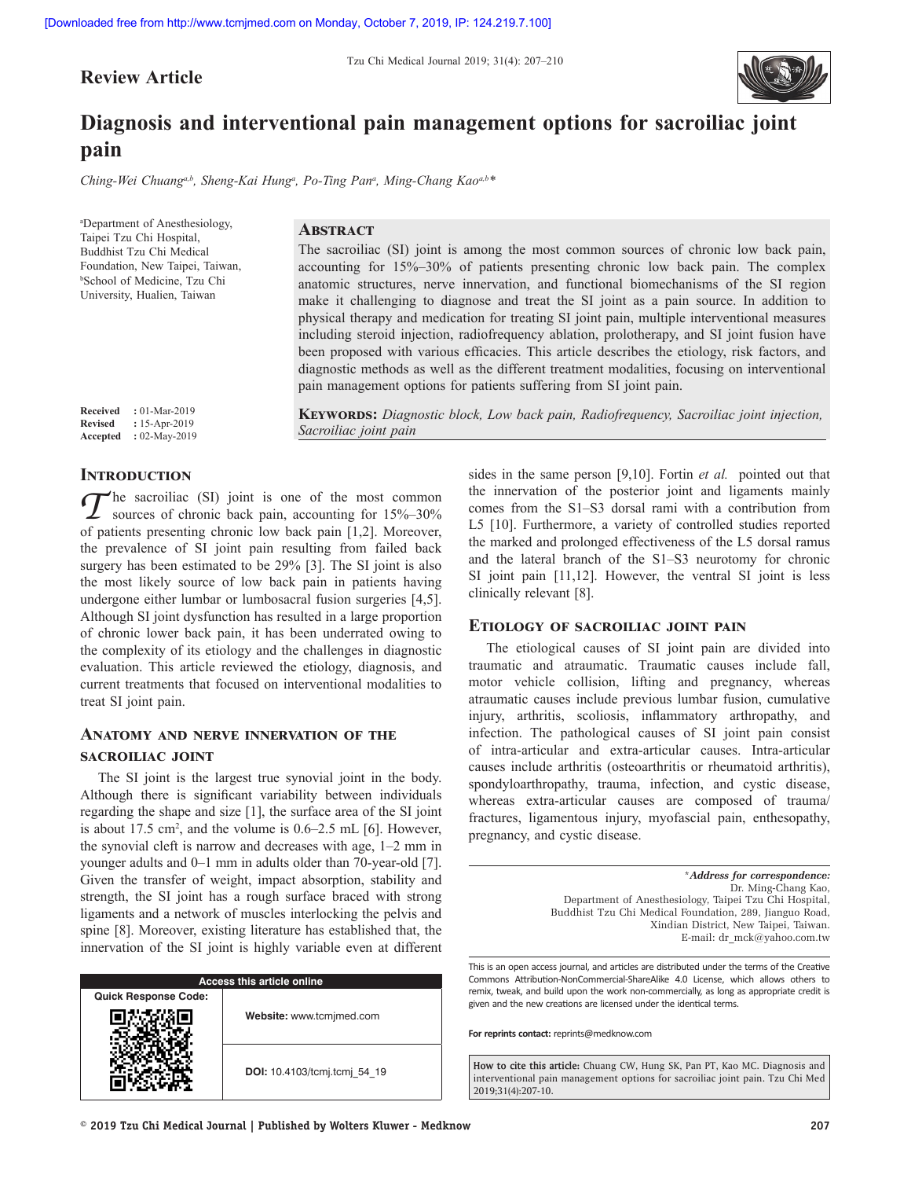**Review Article**

# Diagnosis and interventional pain management options for sacroiliac joint pain

*Ching-Wei Chuang[a,b], Sheng-Kai Hung[a], Po-Ting Pan[a], Ming-Chang Kao[a,b]**

[a]Department of Anesthesiology, Taipei Tzu Chi Hospital, Buddhist Tzu Chi Medical Foundation, New Taipei, Taiwan, [b]School of Medicine, Tzu Chi University, Hualien, Taiwan

**Received** : 01-Mar-2019
**Revised** : 15-Apr-2019
**Accepted** : 02-May-2019

## Abstract

The sacroiliac (SI) joint is among the most common sources of chronic low back pain, accounting for 15%–30% of patients presenting chronic low back pain. The complex anatomic structures, nerve innervation, and functional biomechanisms of the SI region make it challenging to diagnose and treat the SI joint as a pain source. In addition to physical therapy and medication for treating SI joint pain, multiple interventional measures including steroid injection, radiofrequency ablation, prolotherapy, and SI joint fusion have been proposed with various efficacies. This article describes the etiology, risk factors, and diagnostic methods as well as the different treatment modalities, focusing on interventional pain management options for patients suffering from SI joint pain.

**Keywords:** *Diagnostic block, Low back pain, Radiofrequency, Sacroiliac joint injection, Sacroiliac joint pain*

## Introduction

The sacroiliac (SI) joint is one of the most common sources of chronic back pain, accounting for 15%–30% of patients presenting chronic low back pain [1,2]. Moreover, the prevalence of SI joint pain resulting from failed back surgery has been estimated to be 29% [3]. The SI joint is also the most likely source of low back pain in patients having undergone either lumbar or lumbosacral fusion surgeries [4,5]. Although SI joint dysfunction has resulted in a large proportion of chronic lower back pain, it has been underrated owing to the complexity of its etiology and the challenges in diagnostic evaluation. This article reviewed the etiology, diagnosis, and current treatments that focused on interventional modalities to treat SI joint pain.

## Anatomy and nerve innervation of the sacroiliac joint

The SI joint is the largest true synovial joint in the body. Although there is significant variability between individuals regarding the shape and size [1], the surface area of the SI joint is about 17.5 $cm^2$, and the volume is 0.6–2.5 mL [6]. However, the synovial cleft is narrow and decreases with age, 1–2 mm in younger adults and 0–1 mm in adults older than 70-year-old [7]. Given the transfer of weight, impact absorption, stability and strength, the SI joint has a rough surface braced with strong ligaments and a network of muscles interlocking the pelvis and spine [8]. Moreover, existing literature has established that, the innervation of the SI joint is highly variable even at different sides in the same person [9,10]. Fortin *et al.* pointed out that the innervation of the posterior joint and ligaments mainly comes from the S1–S3 dorsal rami with a contribution from L5 [10]. Furthermore, a variety of controlled studies reported the marked and prolonged effectiveness of the L5 dorsal ramus and the lateral branch of the S1–S3 neurotomy for chronic SI joint pain [11,12]. However, the ventral SI joint is less clinically relevant [8].

## Etiology of sacroiliac joint pain

The etiological causes of SI joint pain are divided into traumatic and atraumatic. Traumatic causes include fall, motor vehicle collision, lifting and pregnancy, whereas atraumatic causes include previous lumbar fusion, cumulative injury, arthritis, scoliosis, inflammatory arthropathy, and infection. The pathological causes of SI joint pain consist of intra-articular and extra-articular causes. Intra-articular causes include arthritis (osteoarthritis or rheumatoid arthritis), spondyloarthropathy, trauma, infection, and cystic disease, whereas extra-articular causes are composed of trauma/fractures, ligamentous injury, myofascial pain, enthesopathy, pregnancy, and cystic disease.

*\*Address for correspondence:*
Dr. Ming-Chang Kao,
Department of Anesthesiology, Taipei Tzu Chi Hospital,
Buddhist Tzu Chi Medical Foundation, 289, Jianguo Road,
Xindian District, New Taipei, Taiwan.
E-mail: dr_mck@yahoo.com.tw

**Access this article online**

**Website:** www.tcmjmed.com

**DOI:** 10.4103/tcmj.tcmj_54_19

This is an open access journal, and articles are distributed under the terms of the Creative Commons Attribution-NonCommercial-ShareAlike 4.0 License, which allows others to remix, tweak, and build upon the work non-commercially, as long as appropriate credit is given and the new creations are licensed under the identical terms.

**For reprints contact:** reprints@medknow.com

**How to cite this article:** Chuang CW, Hung SK, Pan PT, Kao MC. Diagnosis and interventional pain management options for sacroiliac joint pain. Tzu Chi Med 2019;31(4):207-10.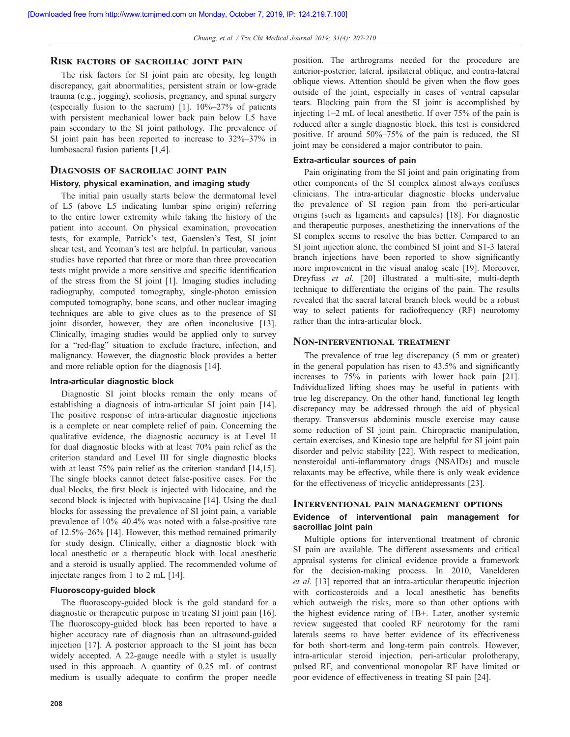## Risk factors of sacroiliac joint pain

The risk factors for SI joint pain are obesity, leg length discrepancy, gait abnormalities, persistent strain or low-grade trauma (e.g., jogging), scoliosis, pregnancy, and spinal surgery (especially fusion to the sacrum) [1]. 10%–27% of patients with persistent mechanical lower back pain below L5 have pain secondary to the SI joint pathology. The prevalence of SI joint pain has been reported to increase to 32%–37% in lumbosacral fusion patients [1,4].

## Diagnosis of sacroiliac joint pain

### History, physical examination, and imaging study

The initial pain usually starts below the dermatomal level of L5 (above L5 indicating lumbar spine origin) referring to the entire lower extremity while taking the history of the patient into account. On physical examination, provocation tests, for example, Patrick's test, Gaenslen's Test, SI joint shear test, and Yeoman's test are helpful. In particular, various studies have reported that three or more than three provocation tests might provide a more sensitive and specific identification of the stress from the SI joint [1]. Imaging studies including radiography, computed tomography, single-photon emission computed tomography, bone scans, and other nuclear imaging techniques are able to give clues as to the presence of SI joint disorder, however, they are often inconclusive [13]. Clinically, imaging studies would be applied only to survey for a "red-flag" situation to exclude fracture, infection, and malignancy. However, the diagnostic block provides a better and more reliable option for the diagnosis [14].

### Intra-articular diagnostic block

Diagnostic SI joint blocks remain the only means of establishing a diagnosis of intra-articular SI joint pain [14]. The positive response of intra-articular diagnostic injections is a complete or near complete relief of pain. Concerning the qualitative evidence, the diagnostic accuracy is at Level II for dual diagnostic blocks with at least 70% pain relief as the criterion standard and Level III for single diagnostic blocks with at least 75% pain relief as the criterion standard [14,15]. The single blocks cannot detect false-positive cases. For the dual blocks, the first block is injected with lidocaine, and the second block is injected with bupivacaine [14]. Using the dual blocks for assessing the prevalence of SI joint pain, a variable prevalence of 10%–40.4% was noted with a false-positive rate of 12.5%–26% [14]. However, this method remained primarily for study design. Clinically, either a diagnostic block with local anesthetic or a therapeutic block with local anesthetic and a steroid is usually applied. The recommended volume of injectate ranges from 1 to 2 mL [14].

### Fluoroscopy-guided block

The fluoroscopy-guided block is the gold standard for a diagnostic or therapeutic purpose in treating SI joint pain [16]. The fluoroscopy-guided block has been reported to have a higher accuracy rate of diagnosis than an ultrasound-guided injection [17]. A posterior approach to the SI joint has been widely accepted. A 22-gauge needle with a stylet is usually used in this approach. A quantity of 0.25 mL of contrast medium is usually adequate to confirm the proper needle position. The arthrograms needed for the procedure are anterior-posterior, lateral, ipsilateral oblique, and contra-lateral oblique views. Attention should be given when the flow goes outside of the joint, especially in cases of ventral capsular tears. Blocking pain from the SI joint is accomplished by injecting 1–2 mL of local anesthetic. If over 75% of the pain is reduced after a single diagnostic block, this test is considered positive. If around 50%–75% of the pain is reduced, the SI joint may be considered a major contributor to pain.

### Extra-articular sources of pain

Pain originating from the SI joint and pain originating from other components of the SI complex almost always confuses clinicians. The intra-articular diagnostic blocks undervalue the prevalence of SI region pain from the peri-articular origins (such as ligaments and capsules) [18]. For diagnostic and therapeutic purposes, anesthetizing the innervations of the SI complex seems to resolve the bias better. Compared to an SI joint injection alone, the combined SI joint and S1-3 lateral branch injections have been reported to show significantly more improvement in the visual analog scale [19]. Moreover, Dreyfuss *et al.* [20] illustrated a multi-site, multi-depth technique to differentiate the origins of the pain. The results revealed that the sacral lateral branch block would be a robust way to select patients for radiofrequency (RF) neurotomy rather than the intra-articular block.

## Non-interventional treatment

The prevalence of true leg discrepancy (5 mm or greater) in the general population has risen to 43.5% and significantly increases to 75% in patients with lower back pain [21]. Individualized lifting shoes may be useful in patients with true leg discrepancy. On the other hand, functional leg length discrepancy may be addressed through the aid of physical therapy. Transversus abdominis muscle exercise may cause some reduction of SI joint pain. Chiropractic manipulation, certain exercises, and Kinesio tape are helpful for SI joint pain disorder and pelvic stability [22]. With respect to medication, nonsteroidal anti-inflammatory drugs (NSAIDs) and muscle relaxants may be effective, while there is only weak evidence for the effectiveness of tricyclic antidepressants [23].

## Interventional pain management options

### Evidence of interventional pain management for sacroiliac joint pain

Multiple options for interventional treatment of chronic SI pain are available. The different assessments and critical appraisal systems for clinical evidence provide a framework for the decision-making process. In 2010, Vanelderen *et al.* [13] reported that an intra-articular therapeutic injection with corticosteroids and a local anesthetic has benefits which outweigh the risks, more so than other options with the highest evidence rating of 1B+. Later, another systemic review suggested that cooled RF neurotomy for the rami laterals seems to have better evidence of its effectiveness for both short-term and long-term pain controls. However, intra-articular steroid injection, peri-articular prolotherapy, pulsed RF, and conventional monopolar RF have limited or poor evidence of effectiveness in treating SI pain [24].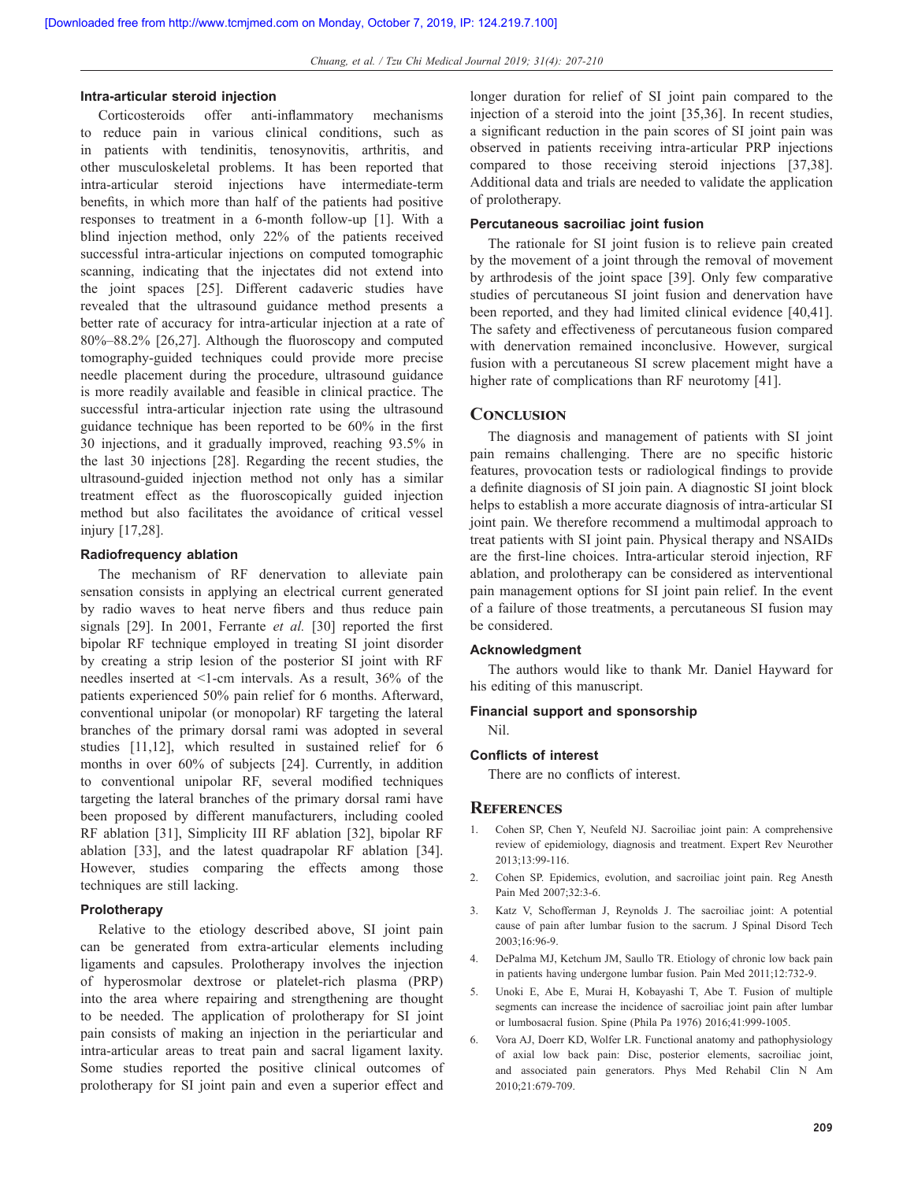### Intra-articular steroid injection

Corticosteroids offer anti-inflammatory mechanisms to reduce pain in various clinical conditions, such as in patients with tendinitis, tenosynovitis, arthritis, and other musculoskeletal problems. It has been reported that intra-articular steroid injections have intermediate-term benefits, in which more than half of the patients had positive responses to treatment in a 6-month follow-up [1]. With a blind injection method, only 22% of the patients received successful intra-articular injections on computed tomographic scanning, indicating that the injectates did not extend into the joint spaces [25]. Different cadaveric studies have revealed that the ultrasound guidance method presents a better rate of accuracy for intra-articular injection at a rate of 80%–88.2% [26,27]. Although the fluoroscopy and computed tomography-guided techniques could provide more precise needle placement during the procedure, ultrasound guidance is more readily available and feasible in clinical practice. The successful intra-articular injection rate using the ultrasound guidance technique has been reported to be 60% in the first 30 injections, and it gradually improved, reaching 93.5% in the last 30 injections [28]. Regarding the recent studies, the ultrasound-guided injection method not only has a similar treatment effect as the fluoroscopically guided injection method but also facilitates the avoidance of critical vessel injury [17,28].

### Radiofrequency ablation

The mechanism of RF denervation to alleviate pain sensation consists in applying an electrical current generated by radio waves to heat nerve fibers and thus reduce pain signals [29]. In 2001, Ferrante *et al.* [30] reported the first bipolar RF technique employed in treating SI joint disorder by creating a strip lesion of the posterior SI joint with RF needles inserted at <1-cm intervals. As a result, 36% of the patients experienced 50% pain relief for 6 months. Afterward, conventional unipolar (or monopolar) RF targeting the lateral branches of the primary dorsal rami was adopted in several studies [11,12], which resulted in sustained relief for 6 months in over 60% of subjects [24]. Currently, in addition to conventional unipolar RF, several modified techniques targeting the lateral branches of the primary dorsal rami have been proposed by different manufacturers, including cooled RF ablation [31], Simplicity III RF ablation [32], bipolar RF ablation [33], and the latest quadrapolar RF ablation [34]. However, studies comparing the effects among those techniques are still lacking.

### Prolotherapy

Relative to the etiology described above, SI joint pain can be generated from extra-articular elements including ligaments and capsules. Prolotherapy involves the injection of hyperosmolar dextrose or platelet-rich plasma (PRP) into the area where repairing and strengthening are thought to be needed. The application of prolotherapy for SI joint pain consists of making an injection in the periarticular and intra-articular areas to treat pain and sacral ligament laxity. Some studies reported the positive clinical outcomes of prolotherapy for SI joint pain and even a superior effect and longer duration for relief of SI joint pain compared to the injection of a steroid into the joint [35,36]. In recent studies, a significant reduction in the pain scores of SI joint pain was observed in patients receiving intra-articular PRP injections compared to those receiving steroid injections [37,38]. Additional data and trials are needed to validate the application of prolotherapy.

### Percutaneous sacroiliac joint fusion

The rationale for SI joint fusion is to relieve pain created by the movement of a joint through the removal of movement by arthrodesis of the joint space [39]. Only few comparative studies of percutaneous SI joint fusion and denervation have been reported, and they had limited clinical evidence [40,41]. The safety and effectiveness of percutaneous fusion compared with denervation remained inconclusive. However, surgical fusion with a percutaneous SI screw placement might have a higher rate of complications than RF neurotomy [41].

## Conclusion

The diagnosis and management of patients with SI joint pain remains challenging. There are no specific historic features, provocation tests or radiological findings to provide a definite diagnosis of SI join pain. A diagnostic SI joint block helps to establish a more accurate diagnosis of intra-articular SI joint pain. We therefore recommend a multimodal approach to treat patients with SI joint pain. Physical therapy and NSAIDs are the first-line choices. Intra-articular steroid injection, RF ablation, and prolotherapy can be considered as interventional pain management options for SI joint pain relief. In the event of a failure of those treatments, a percutaneous SI fusion may be considered.

### Acknowledgment

The authors would like to thank Mr. Daniel Hayward for his editing of this manuscript.

### Financial support and sponsorship

Nil.

### Conflicts of interest

There are no conflicts of interest.

## References

1. Cohen SP, Chen Y, Neufeld NJ. Sacroiliac joint pain: A comprehensive review of epidemiology, diagnosis and treatment. Expert Rev Neurother 2013;13:99-116.
2. Cohen SP. Epidemics, evolution, and sacroiliac joint pain. Reg Anesth Pain Med 2007;32:3-6.
3. Katz V, Schofferman J, Reynolds J. The sacroiliac joint: A potential cause of pain after lumbar fusion to the sacrum. J Spinal Disord Tech 2003;16:96-9.
4. DePalma MJ, Ketchum JM, Saullo TR. Etiology of chronic low back pain in patients having undergone lumbar fusion. Pain Med 2011;12:732-9.
5. Unoki E, Abe E, Murai H, Kobayashi T, Abe T. Fusion of multiple segments can increase the incidence of sacroiliac joint pain after lumbar or lumbosacral fusion. Spine (Phila Pa 1976) 2016;41:999-1005.
6. Vora AJ, Doerr KD, Wolfer LR. Functional anatomy and pathophysiology of axial low back pain: Disc, posterior elements, sacroiliac joint, and associated pain generators. Phys Med Rehabil Clin N Am 2010;21:679-709.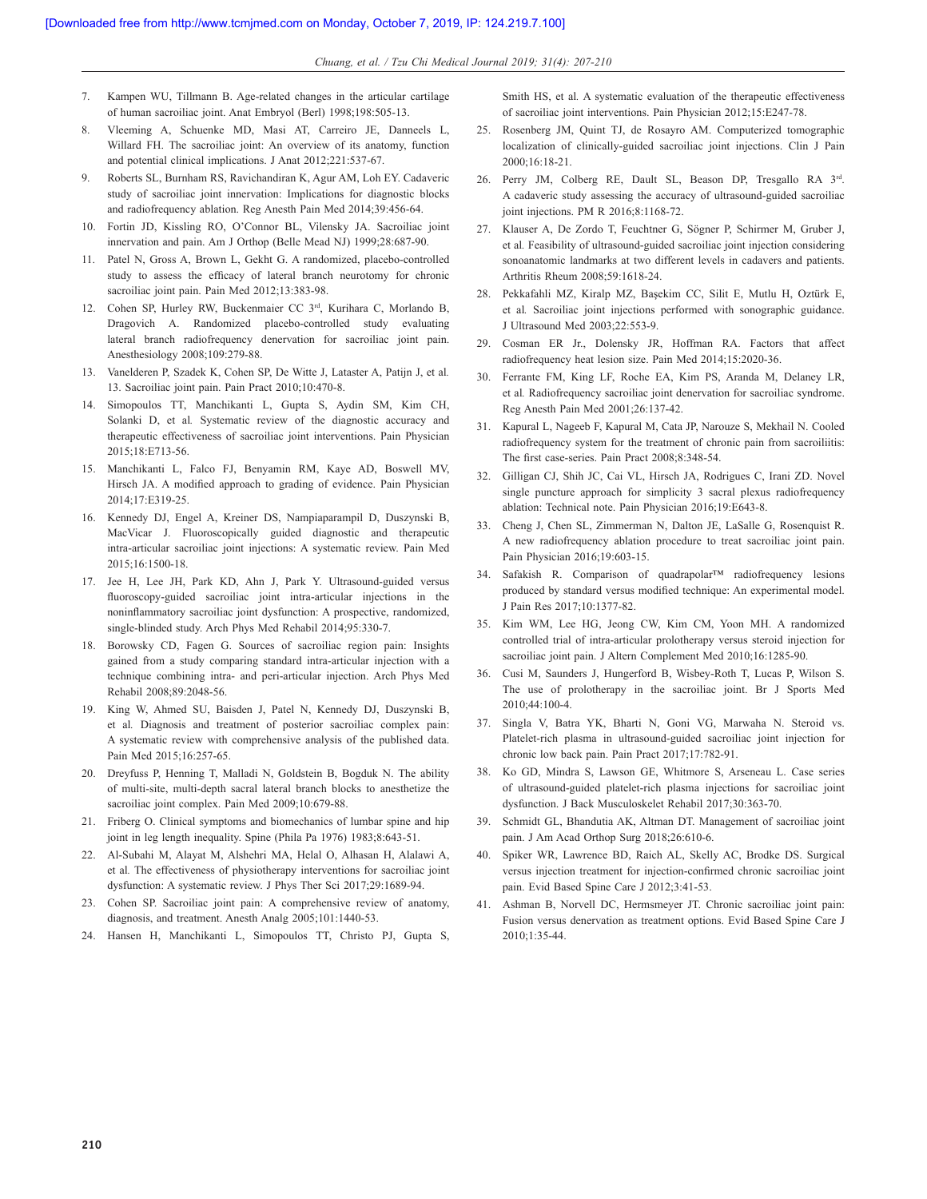7. Kampen WU, Tillmann B. Age-related changes in the articular cartilage of human sacroiliac joint. Anat Embryol (Berl) 1998;198:505-13.
8. Vleeming A, Schuenke MD, Masi AT, Carreiro JE, Danneels L, Willard FH. The sacroiliac joint: An overview of its anatomy, function and potential clinical implications. J Anat 2012;221:537-67.
9. Roberts SL, Burnham RS, Ravichandiran K, Agur AM, Loh EY. Cadaveric study of sacroiliac joint innervation: Implications for diagnostic blocks and radiofrequency ablation. Reg Anesth Pain Med 2014;39:456-64.
10. Fortin JD, Kissling RO, O'Connor BL, Vilensky JA. Sacroiliac joint innervation and pain. Am J Orthop (Belle Mead NJ) 1999;28:687-90.
11. Patel N, Gross A, Brown L, Gekht G. A randomized, placebo-controlled study to assess the efficacy of lateral branch neurotomy for chronic sacroiliac joint pain. Pain Med 2012;13:383-98.
12. Cohen SP, Hurley RW, Buckenmaier CC 3rd, Kurihara C, Morlando B, Dragovich A. Randomized placebo-controlled study evaluating lateral branch radiofrequency denervation for sacroiliac joint pain. Anesthesiology 2008;109:279-88.
13. Vanelderen P, Szadek K, Cohen SP, De Witte J, Lataster A, Patijn J, et al. 13. Sacroiliac joint pain. Pain Pract 2010;10:470-8.
14. Simopoulos TT, Manchikanti L, Gupta S, Aydin SM, Kim CH, Solanki D, et al. Systematic review of the diagnostic accuracy and therapeutic effectiveness of sacroiliac joint interventions. Pain Physician 2015;18:E713-56.
15. Manchikanti L, Falco FJ, Benyamin RM, Kaye AD, Boswell MV, Hirsch JA. A modified approach to grading of evidence. Pain Physician 2014;17:E319-25.
16. Kennedy DJ, Engel A, Kreiner DS, Nampiaparampil D, Duszynski B, MacVicar J. Fluoroscopically guided diagnostic and therapeutic intra-articular sacroiliac joint injections: A systematic review. Pain Med 2015;16:1500-18.
17. Jee H, Lee JH, Park KD, Ahn J, Park Y. Ultrasound-guided versus fluoroscopy-guided sacroiliac joint intra-articular injections in the noninflammatory sacroiliac joint dysfunction: A prospective, randomized, single-blinded study. Arch Phys Med Rehabil 2014;95:330-7.
18. Borowsky CD, Fagen G. Sources of sacroiliac region pain: Insights gained from a study comparing standard intra-articular injection with a technique combining intra- and peri-articular injection. Arch Phys Med Rehabil 2008;89:2048-56.
19. King W, Ahmed SU, Baisden J, Patel N, Kennedy DJ, Duszynski B, et al. Diagnosis and treatment of posterior sacroiliac complex pain: A systematic review with comprehensive analysis of the published data. Pain Med 2015;16:257-65.
20. Dreyfuss P, Henning T, Malladi N, Goldstein B, Bogduk N. The ability of multi-site, multi-depth sacral lateral branch blocks to anesthetize the sacroiliac joint complex. Pain Med 2009;10:679-88.
21. Friberg O. Clinical symptoms and biomechanics of lumbar spine and hip joint in leg length inequality. Spine (Phila Pa 1976) 1983;8:643-51.
22. Al-Subahi M, Alayat M, Alshehri MA, Helal O, Alhasan H, Alalawi A, et al. The effectiveness of physiotherapy interventions for sacroiliac joint dysfunction: A systematic review. J Phys Ther Sci 2017;29:1689-94.
23. Cohen SP. Sacroiliac joint pain: A comprehensive review of anatomy, diagnosis, and treatment. Anesth Analg 2005;101:1440-53.
24. Hansen H, Manchikanti L, Simopoulos TT, Christo PJ, Gupta S, Smith HS, et al. A systematic evaluation of the therapeutic effectiveness of sacroiliac joint interventions. Pain Physician 2012;15:E247-78.
25. Rosenberg JM, Quint TJ, de Rosayro AM. Computerized tomographic localization of clinically-guided sacroiliac joint injections. Clin J Pain 2000;16:18-21.
26. Perry JM, Colberg RE, Dault SL, Beason DP, Tresgallo RA 3rd. A cadaveric study assessing the accuracy of ultrasound-guided sacroiliac joint injections. PM R 2016;8:1168-72.
27. Klauser A, De Zordo T, Feuchtner G, Sögner P, Schirmer M, Gruber J, et al. Feasibility of ultrasound-guided sacroiliac joint injection considering sonoanatomic landmarks at two different levels in cadavers and patients. Arthritis Rheum 2008;59:1618-24.
28. Pekkafahli MZ, Kiralp MZ, Başekim CC, Silit E, Mutlu H, Oztürk E, et al. Sacroiliac joint injections performed with sonographic guidance. J Ultrasound Med 2003;22:553-9.
29. Cosman ER Jr., Dolensky JR, Hoffman RA. Factors that affect radiofrequency heat lesion size. Pain Med 2014;15:2020-36.
30. Ferrante FM, King LF, Roche EA, Kim PS, Aranda M, Delaney LR, et al. Radiofrequency sacroiliac joint denervation for sacroiliac syndrome. Reg Anesth Pain Med 2001;26:137-42.
31. Kapural L, Nageeb F, Kapural M, Cata JP, Narouze S, Mekhail N. Cooled radiofrequency system for the treatment of chronic pain from sacroiliitis: The first case-series. Pain Pract 2008;8:348-54.
32. Gilligan CJ, Shih JC, Cai VL, Hirsch JA, Rodrigues C, Irani ZD. Novel single puncture approach for simplicity 3 sacral plexus radiofrequency ablation: Technical note. Pain Physician 2016;19:E643-8.
33. Cheng J, Chen SL, Zimmerman N, Dalton JE, LaSalle G, Rosenquist R. A new radiofrequency ablation procedure to treat sacroiliac joint pain. Pain Physician 2016;19:603-15.
34. Safakish R. Comparison of quadrapolar™ radiofrequency lesions produced by standard versus modified technique: An experimental model. J Pain Res 2017;10:1377-82.
35. Kim WM, Lee HG, Jeong CW, Kim CM, Yoon MH. A randomized controlled trial of intra-articular prolotherapy versus steroid injection for sacroiliac joint pain. J Altern Complement Med 2010;16:1285-90.
36. Cusi M, Saunders J, Hungerford B, Wisbey-Roth T, Lucas P, Wilson S. The use of prolotherapy in the sacroiliac joint. Br J Sports Med 2010;44:100-4.
37. Singla V, Batra YK, Bharti N, Goni VG, Marwaha N. Steroid vs. Platelet-rich plasma in ultrasound-guided sacroiliac joint injection for chronic low back pain. Pain Pract 2017;17:782-91.
38. Ko GD, Mindra S, Lawson GE, Whitmore S, Arseneau L. Case series of ultrasound-guided platelet-rich plasma injections for sacroiliac joint dysfunction. J Back Musculoskelet Rehabil 2017;30:363-70.
39. Schmidt GL, Bhandutia AK, Altman DT. Management of sacroiliac joint pain. J Am Acad Orthop Surg 2018;26:610-6.
40. Spiker WR, Lawrence BD, Raich AL, Skelly AC, Brodke DS. Surgical versus injection treatment for injection-confirmed chronic sacroiliac joint pain. Evid Based Spine Care J 2012;3:41-53.
41. Ashman B, Norvell DC, Hermsmeyer JT. Chronic sacroiliac joint pain: Fusion versus denervation as treatment options. Evid Based Spine Care J 2010;1:35-44.